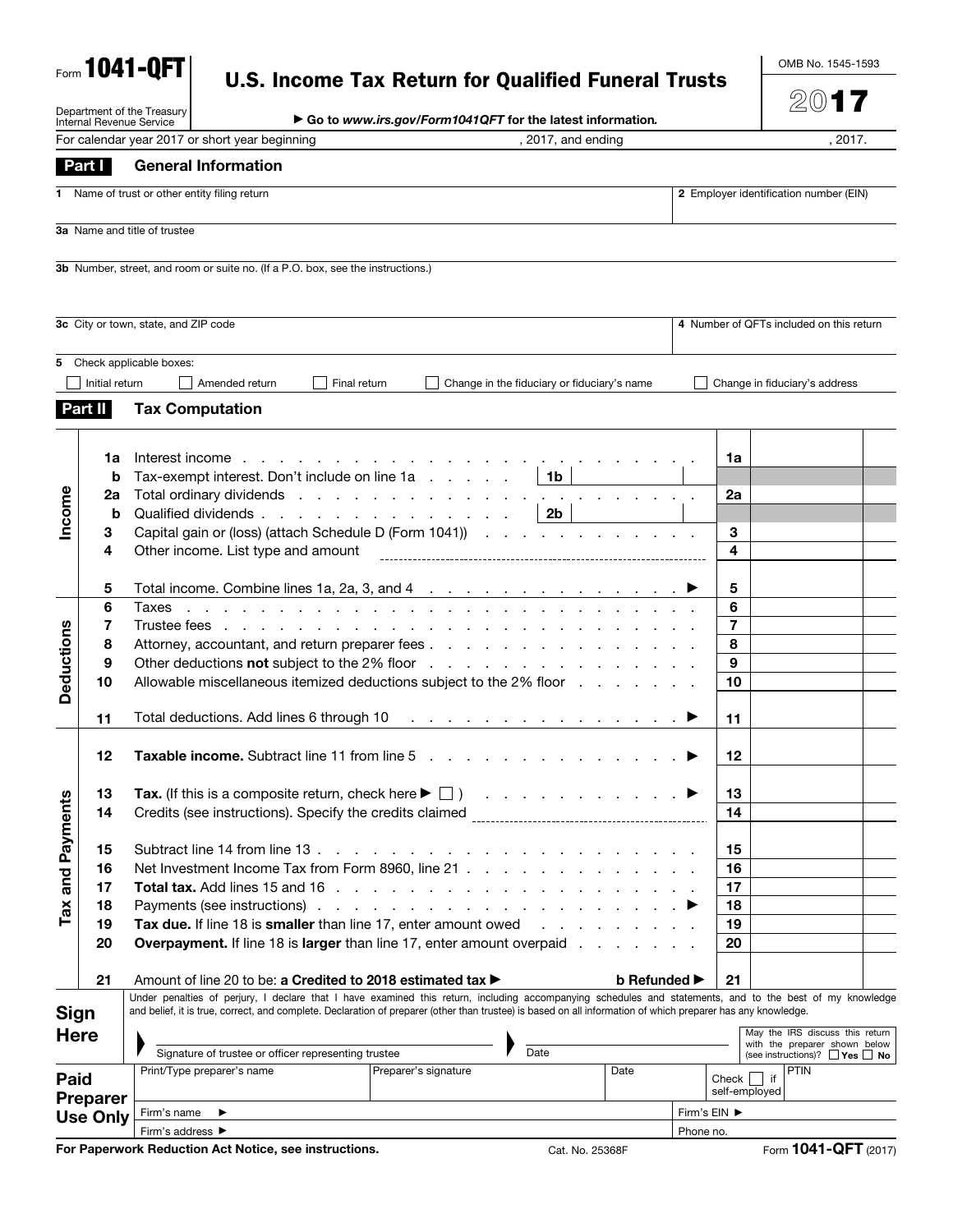Form **1041-QFT**

Department of the Treasury
Internal Revenue Service

# U.S. Income Tax Return for Qualified Funeral Trusts

▶ Go to *www.irs.gov/Form1041QFT* for the latest information.

OMB No. 1545-1593

**2017**

For calendar year 2017 or short year beginning , 2017, and ending , 2017.

## Part I General Information

| | |
|---|---|
| 1 Name of trust or other entity filing return | 2 Employer identification number (EIN) |
| 3a Name and title of trustee | |
| 3b Number, street, and room or suite no. (If a P.O. box, see the instructions.) | |
| 3c City or town, state, and ZIP code | 4 Number of QFTs included on this return |

5 Check applicable boxes:

☐ Initial return ☐ Amended return ☐ Final return ☐ Change in the fiduciary or fiduciary's name ☐ Change in fiduciary's address

## Part II Tax Computation

| Section | Line | Description | | Line | Amount |
|---|---|---|---|---|---|
| **Income** | 1a | Interest income | | 1a | |
| | b | Tax-exempt interest. Don't include on line 1a | 1b | | |
| | 2a | Total ordinary dividends | | 2a | |
| | b | Qualified dividends | 2b | | |
| | 3 | Capital gain or (loss) (attach Schedule D (Form 1041)) | | 3 | |
| | 4 | Other income. List type and amount | | 4 | |
| | 5 | Total income. Combine lines 1a, 2a, 3, and 4 ▶ | | 5 | |
| **Deductions** | 6 | Taxes | | 6 | |
| | 7 | Trustee fees | | 7 | |
| | 8 | Attorney, accountant, and return preparer fees | | 8 | |
| | 9 | Other deductions **not** subject to the 2% floor | | 9 | |
| | 10 | Allowable miscellaneous itemized deductions subject to the 2% floor | | 10 | |
| | 11 | Total deductions. Add lines 6 through 10 ▶ | | 11 | |
| **Tax and Payments** | 12 | **Taxable income.** Subtract line 11 from line 5 ▶ | | 12 | |
| | 13 | **Tax.** (If this is a composite return, check here ▶ ☐ ) ▶ | | 13 | |
| | 14 | Credits (see instructions). Specify the credits claimed | | 14 | |
| | 15 | Subtract line 14 from line 13 | | 15 | |
| | 16 | Net Investment Income Tax from Form 8960, line 21 | | 16 | |
| | 17 | **Total tax.** Add lines 15 and 16 | | 17 | |
| | 18 | Payments (see instructions) ▶ | | 18 | |
| | 19 | **Tax due.** If line 18 is **smaller** than line 17, enter amount owed | | 19 | |
| | 20 | **Overpayment.** If line 18 is **larger** than line 17, enter amount overpaid | | 20 | |
| | 21 | Amount of line 20 to be: **a Credited to 2018 estimated tax ▶** **b Refunded ▶** | | 21 | |

**Sign Here**

Under penalties of perjury, I declare that I have examined this return, including accompanying schedules and statements, and to the best of my knowledge and belief, it is true, correct, and complete. Declaration of preparer (other than trustee) is based on all information of which preparer has any knowledge.

▶ Signature of trustee or officer representing trustee ▶ Date

May the IRS discuss this return with the preparer shown below (see instructions)? ☐ **Yes** ☐ **No**

**Paid Preparer Use Only**

| Print/Type preparer's name | Preparer's signature | Date | Check ☐ if self-employed | PTIN |
|---|---|---|---|---|
| Firm's name ▶ | | | Firm's EIN ▶ | |
| Firm's address ▶ | | | Phone no. | |

**For Paperwork Reduction Act Notice, see instructions.** Cat. No. 25368F Form **1041-QFT** (2017)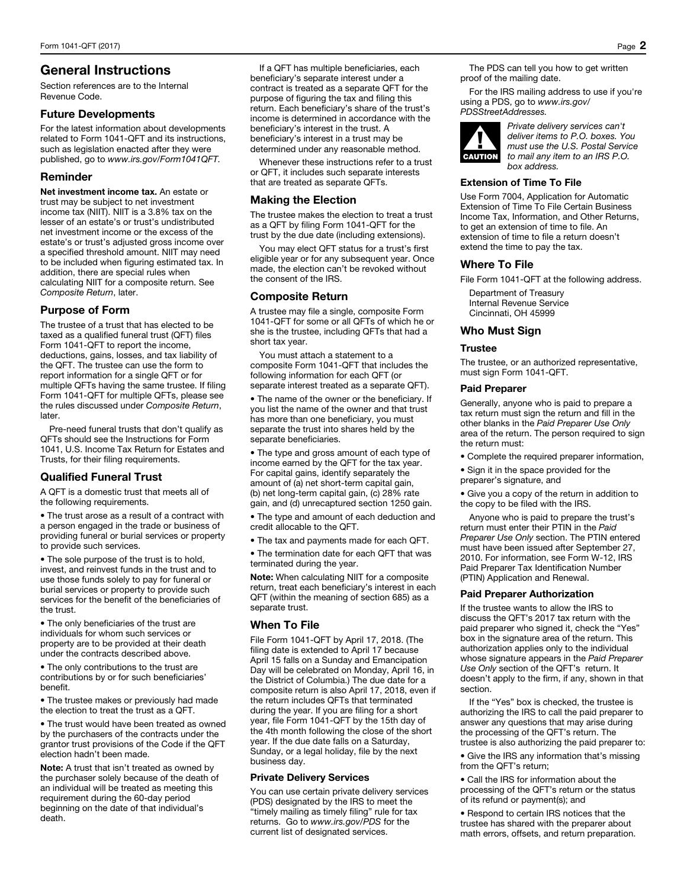## General Instructions

Section references are to the Internal Revenue Code.

### Future Developments

For the latest information about developments related to Form 1041-QFT and its instructions, such as legislation enacted after they were published, go to *www.irs.gov/Form1041QFT.*

### Reminder

**Net investment income tax.** An estate or trust may be subject to net investment income tax (NIIT). NIIT is a 3.8% tax on the lesser of an estate's or trust's undistributed net investment income or the excess of the estate's or trust's adjusted gross income over a specified threshold amount. NIIT may need to be included when figuring estimated tax. In addition, there are special rules when calculating NIIT for a composite return. See *Composite Return*, later.

### Purpose of Form

The trustee of a trust that has elected to be taxed as a qualified funeral trust (QFT) files Form 1041-QFT to report the income, deductions, gains, losses, and tax liability of the QFT. The trustee can use the form to report information for a single QFT or for multiple QFTs having the same trustee. If filing Form 1041-QFT for multiple QFTs, please see the rules discussed under *Composite Return*, later.

Pre-need funeral trusts that don't qualify as QFTs should see the Instructions for Form 1041, U.S. Income Tax Return for Estates and Trusts, for their filing requirements.

### Qualified Funeral Trust

A QFT is a domestic trust that meets all of the following requirements.

- The trust arose as a result of a contract with a person engaged in the trade or business of providing funeral or burial services or property to provide such services.
- The sole purpose of the trust is to hold, invest, and reinvest funds in the trust and to use those funds solely to pay for funeral or burial services or property to provide such services for the benefit of the beneficiaries of the trust.
- The only beneficiaries of the trust are individuals for whom such services or property are to be provided at their death under the contracts described above.
- The only contributions to the trust are contributions by or for such beneficiaries' benefit.
- The trustee makes or previously had made the election to treat the trust as a QFT.
- The trust would have been treated as owned by the purchasers of the contracts under the grantor trust provisions of the Code if the QFT election hadn't been made.

**Note:** A trust that isn't treated as owned by the purchaser solely because of the death of an individual will be treated as meeting this requirement during the 60-day period beginning on the date of that individual's death.

If a QFT has multiple beneficiaries, each beneficiary's separate interest under a contract is treated as a separate QFT for the purpose of figuring the tax and filing this return. Each beneficiary's share of the trust's income is determined in accordance with the beneficiary's interest in the trust. A beneficiary's interest in a trust may be determined under any reasonable method.

Whenever these instructions refer to a trust or QFT, it includes such separate interests that are treated as separate QFTs.

### Making the Election

The trustee makes the election to treat a trust as a QFT by filing Form 1041-QFT for the trust by the due date (including extensions).

You may elect QFT status for a trust's first eligible year or for any subsequent year. Once made, the election can't be revoked without the consent of the IRS.

### Composite Return

A trustee may file a single, composite Form 1041-QFT for some or all QFTs of which he or she is the trustee, including QFTs that had a short tax year.

You must attach a statement to a composite Form 1041-QFT that includes the following information for each QFT (or separate interest treated as a separate QFT).

- The name of the owner or the beneficiary. If you list the name of the owner and that trust has more than one beneficiary, you must separate the trust into shares held by the separate beneficiaries.
- The type and gross amount of each type of income earned by the QFT for the tax year. For capital gains, identify separately the amount of (a) net short-term capital gain, (b) net long-term capital gain, (c) 28% rate gain, and (d) unrecaptured section 1250 gain.
- The type and amount of each deduction and credit allocable to the QFT.
- The tax and payments made for each QFT.
- The termination date for each QFT that was terminated during the year.

**Note:** When calculating NIIT for a composite return, treat each beneficiary's interest in each QFT (within the meaning of section 685) as a separate trust.

### When To File

File Form 1041-QFT by April 17, 2018. (The filing date is extended to April 17 because April 15 falls on a Sunday and Emancipation Day will be celebrated on Monday, April 16, in the District of Columbia.) The due date for a composite return is also April 17, 2018, even if the return includes QFTs that terminated during the year. If you are filing for a short year, file Form 1041-QFT by the 15th day of the 4th month following the close of the short year. If the due date falls on a Saturday, Sunday, or a legal holiday, file by the next business day.

#### Private Delivery Services

You can use certain private delivery services (PDS) designated by the IRS to meet the "timely mailing as timely filing" rule for tax returns. Go to *www.irs.gov/PDS* for the current list of designated services.

The PDS can tell you how to get written proof of the mailing date.

For the IRS mailing address to use if you're using a PDS, go to *www.irs.gov/PDSStreetAddresses.*

**CAUTION:** *Private delivery services can't deliver items to P.O. boxes. You must use the U.S. Postal Service to mail any item to an IRS P.O. box address.*

### Extension of Time To File

Use Form 7004, Application for Automatic Extension of Time To File Certain Business Income Tax, Information, and Other Returns, to get an extension of time to file. An extension of time to file a return doesn't extend the time to pay the tax.

### Where To File

File Form 1041-QFT at the following address.

Department of Treasury
Internal Revenue Service
Cincinnati, OH 45999

### Who Must Sign

#### Trustee

The trustee, or an authorized representative, must sign Form 1041-QFT.

#### Paid Preparer

Generally, anyone who is paid to prepare a tax return must sign the return and fill in the other blanks in the *Paid Preparer Use Only* area of the return. The person required to sign the return must:

- Complete the required preparer information,
- Sign it in the space provided for the preparer's signature, and
- Give you a copy of the return in addition to the copy to be filed with the IRS.

Anyone who is paid to prepare the trust's return must enter their PTIN in the *Paid Preparer Use Only* section. The PTIN entered must have been issued after September 27, 2010. For information, see Form W-12, IRS Paid Preparer Tax Identification Number (PTIN) Application and Renewal.

#### Paid Preparer Authorization

If the trustee wants to allow the IRS to discuss the QFT's 2017 tax return with the paid preparer who signed it, check the "Yes" box in the signature area of the return. This authorization applies only to the individual whose signature appears in the *Paid Preparer Use Only* section of the QFT's return. It doesn't apply to the firm, if any, shown in that section.

If the "Yes" box is checked, the trustee is authorizing the IRS to call the paid preparer to answer any questions that may arise during the processing of the QFT's return. The trustee is also authorizing the paid preparer to:

- Give the IRS any information that's missing from the QFT's return;
- Call the IRS for information about the processing of the QFT's return or the status of its refund or payment(s); and
- Respond to certain IRS notices that the trustee has shared with the preparer about math errors, offsets, and return preparation.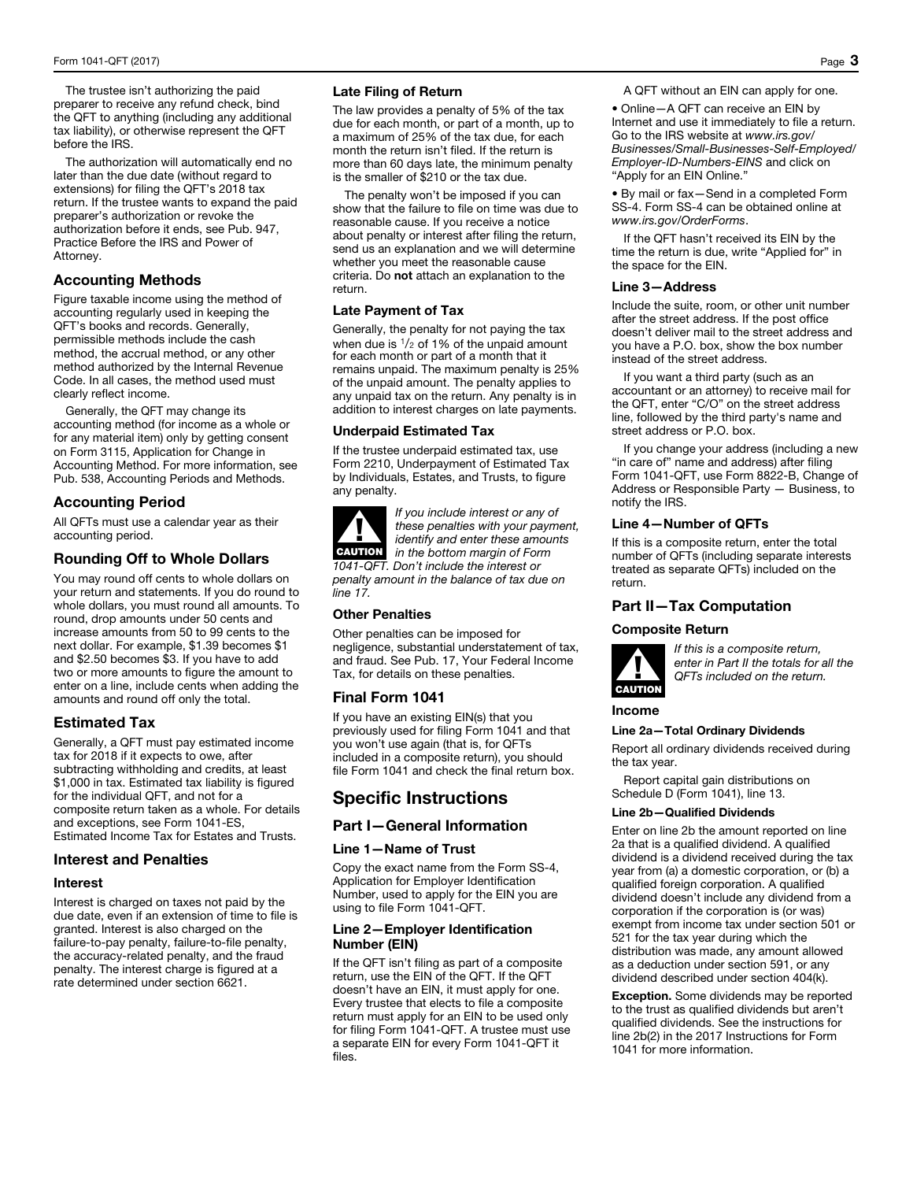The trustee isn't authorizing the paid preparer to receive any refund check, bind the QFT to anything (including any additional tax liability), or otherwise represent the QFT before the IRS.

The authorization will automatically end no later than the due date (without regard to extensions) for filing the QFT's 2018 tax return. If the trustee wants to expand the paid preparer's authorization or revoke the authorization before it ends, see Pub. 947, Practice Before the IRS and Power of Attorney.

## Accounting Methods

Figure taxable income using the method of accounting regularly used in keeping the QFT's books and records. Generally, permissible methods include the cash method, the accrual method, or any other method authorized by the Internal Revenue Code. In all cases, the method used must clearly reflect income.

Generally, the QFT may change its accounting method (for income as a whole or for any material item) only by getting consent on Form 3115, Application for Change in Accounting Method. For more information, see Pub. 538, Accounting Periods and Methods.

## Accounting Period

All QFTs must use a calendar year as their accounting period.

## Rounding Off to Whole Dollars

You may round off cents to whole dollars on your return and statements. If you do round to whole dollars, you must round all amounts. To round, drop amounts under 50 cents and increase amounts from 50 to 99 cents to the next dollar. For example, $1.39 becomes $1 and $2.50 becomes $3. If you have to add two or more amounts to figure the amount to enter on a line, include cents when adding the amounts and round off only the total.

## Estimated Tax

Generally, a QFT must pay estimated income tax for 2018 if it expects to owe, after subtracting withholding and credits, at least $1,000 in tax. Estimated tax liability is figured for the individual QFT, and not for a composite return taken as a whole. For details and exceptions, see Form 1041-ES, Estimated Income Tax for Estates and Trusts.

## Interest and Penalties

### Interest

Interest is charged on taxes not paid by the due date, even if an extension of time to file is granted. Interest is also charged on the failure-to-pay penalty, failure-to-file penalty, the accuracy-related penalty, and the fraud penalty. The interest charge is figured at a rate determined under section 6621.

### Late Filing of Return

The law provides a penalty of 5% of the tax due for each month, or part of a month, up to a maximum of 25% of the tax due, for each month the return isn't filed. If the return is more than 60 days late, the minimum penalty is the smaller of $210 or the tax due.

The penalty won't be imposed if you can show that the failure to file on time was due to reasonable cause. If you receive a notice about penalty or interest after filing the return, send us an explanation and we will determine whether you meet the reasonable cause criteria. Do **not** attach an explanation to the return.

### Late Payment of Tax

Generally, the penalty for not paying the tax when due is 1/2 of 1% of the unpaid amount for each month or part of a month that it remains unpaid. The maximum penalty is 25% of the unpaid amount. The penalty applies to any unpaid tax on the return. Any penalty is in addition to interest charges on late payments.

### Underpaid Estimated Tax

If the trustee underpaid estimated tax, use Form 2210, Underpayment of Estimated Tax by Individuals, Estates, and Trusts, to figure any penalty.

**CAUTION:** *If you include interest or any of these penalties with your payment, identify and enter these amounts in the bottom margin of Form 1041-QFT. Don't include the interest or penalty amount in the balance of tax due on line 17.*

### Other Penalties

Other penalties can be imposed for negligence, substantial understatement of tax, and fraud. See Pub. 17, Your Federal Income Tax, for details on these penalties.

## Final Form 1041

If you have an existing EIN(s) that you previously used for filing Form 1041 and that you won't use again (that is, for QFTs included in a composite return), you should file Form 1041 and check the final return box.

# Specific Instructions

## Part I—General Information

### Line 1—Name of Trust

Copy the exact name from the Form SS-4, Application for Employer Identification Number, used to apply for the EIN you are using to file Form 1041-QFT.

### Line 2—Employer Identification Number (EIN)

If the QFT isn't filing as part of a composite return, use the EIN of the QFT. If the QFT doesn't have an EIN, it must apply for one. Every trustee that elects to file a composite return must apply for an EIN to be used only for filing Form 1041-QFT. A trustee must use a separate EIN for every Form 1041-QFT it files.

A QFT without an EIN can apply for one.

- Online—A QFT can receive an EIN by Internet and use it immediately to file a return. Go to the IRS website at *www.irs.gov/Businesses/Small-Businesses-Self-Employed/Employer-ID-Numbers-EINS* and click on "Apply for an EIN Online."
- By mail or fax—Send in a completed Form SS-4. Form SS-4 can be obtained online at *www.irs.gov/OrderForms*.

If the QFT hasn't received its EIN by the time the return is due, write "Applied for" in the space for the EIN.

### Line 3—Address

Include the suite, room, or other unit number after the street address. If the post office doesn't deliver mail to the street address and you have a P.O. box, show the box number instead of the street address.

If you want a third party (such as an accountant or an attorney) to receive mail for the QFT, enter "C/O" on the street address line, followed by the third party's name and street address or P.O. box.

If you change your address (including a new "in care of" name and address) after filing Form 1041-QFT, use Form 8822-B, Change of Address or Responsible Party — Business, to notify the IRS.

### Line 4—Number of QFTs

If this is a composite return, enter the total number of QFTs (including separate interests treated as separate QFTs) included on the return.

## Part II—Tax Computation

### Composite Return

**CAUTION:** *If this is a composite return, enter in Part II the totals for all the QFTs included on the return.*

### Income

#### Line 2a—Total Ordinary Dividends

Report all ordinary dividends received during the tax year.

Report capital gain distributions on Schedule D (Form 1041), line 13.

#### Line 2b—Qualified Dividends

Enter on line 2b the amount reported on line 2a that is a qualified dividend. A qualified dividend is a dividend received during the tax year from (a) a domestic corporation, or (b) a qualified foreign corporation. A qualified dividend doesn't include any dividend from a corporation if the corporation is (or was) exempt from income tax under section 501 or 521 for the tax year during which the distribution was made, any amount allowed as a deduction under section 591, or any dividend described under section 404(k).

**Exception.** Some dividends may be reported to the trust as qualified dividends but aren't qualified dividends. See the instructions for line 2b(2) in the 2017 Instructions for Form 1041 for more information.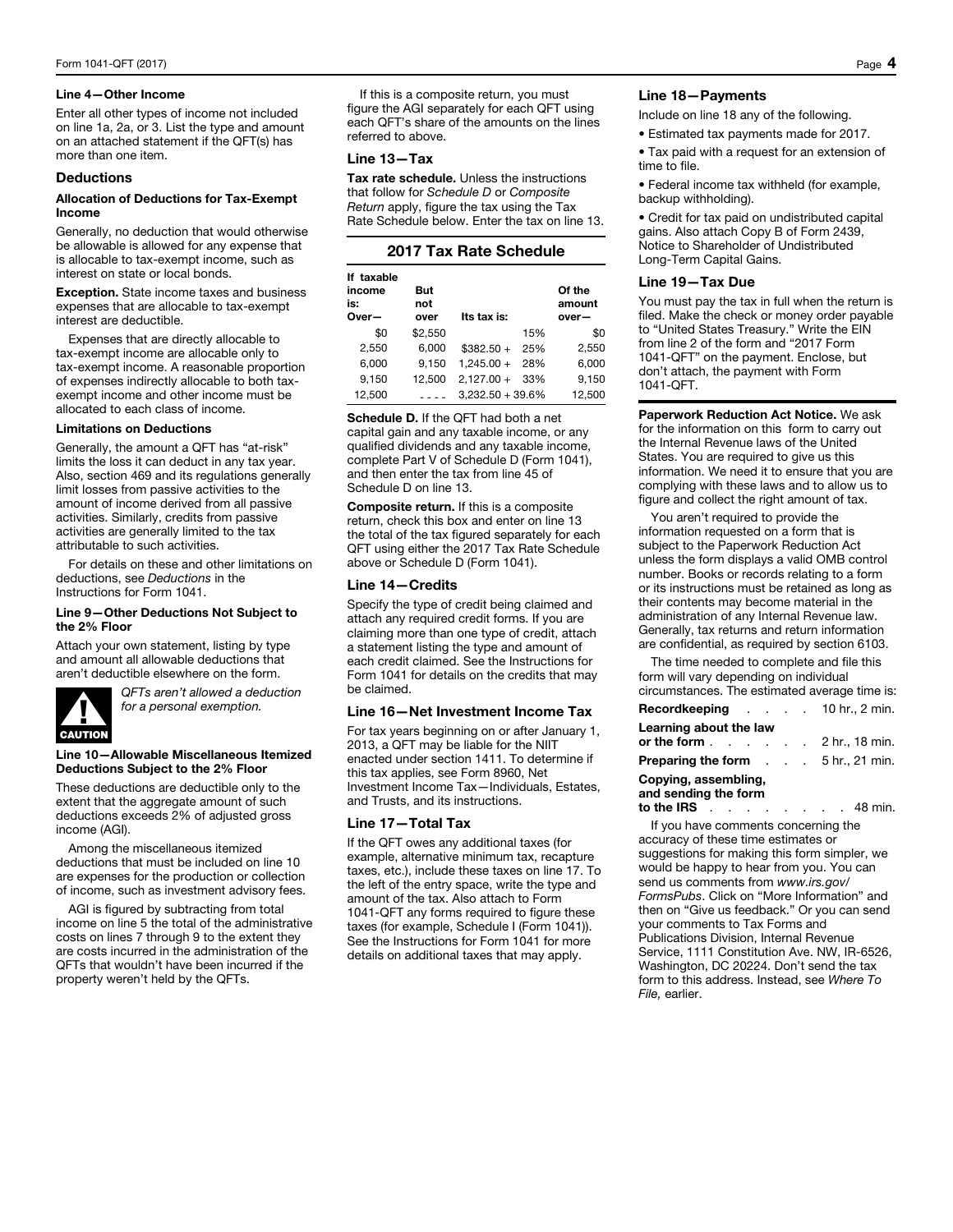#### Line 4—Other Income

Enter all other types of income not included on line 1a, 2a, or 3. List the type and amount on an attached statement if the QFT(s) has more than one item.

### Deductions

#### Allocation of Deductions for Tax-Exempt Income

Generally, no deduction that would otherwise be allowable is allowed for any expense that is allocable to tax-exempt income, such as interest on state or local bonds.

**Exception.** State income taxes and business expenses that are allocable to tax-exempt interest are deductible.

Expenses that are directly allocable to tax-exempt income are allocable only to tax-exempt income. A reasonable proportion of expenses indirectly allocable to both tax-exempt income and other income must be allocated to each class of income.

#### Limitations on Deductions

Generally, the amount a QFT has "at-risk" limits the loss it can deduct in any tax year. Also, section 469 and its regulations generally limit losses from passive activities to the amount of income derived from all passive activities. Similarly, credits from passive activities are generally limited to the tax attributable to such activities.

For details on these and other limitations on deductions, see *Deductions* in the Instructions for Form 1041.

#### Line 9—Other Deductions Not Subject to the 2% Floor

Attach your own statement, listing by type and amount all allowable deductions that aren't deductible elsewhere on the form.

**CAUTION** *QFTs aren't allowed a deduction for a personal exemption.*

#### Line 10—Allowable Miscellaneous Itemized Deductions Subject to the 2% Floor

These deductions are deductible only to the extent that the aggregate amount of such deductions exceeds 2% of adjusted gross income (AGI).

Among the miscellaneous itemized deductions that must be included on line 10 are expenses for the production or collection of income, such as investment advisory fees.

AGI is figured by subtracting from total income on line 5 the total of the administrative costs on lines 7 through 9 to the extent they are costs incurred in the administration of the QFTs that wouldn't have been incurred if the property weren't held by the QFTs.

If this is a composite return, you must figure the AGI separately for each QFT using each QFT's share of the amounts on the lines referred to above.

#### Line 13—Tax

**Tax rate schedule.** Unless the instructions that follow for *Schedule D* or *Composite Return* apply, figure the tax using the Tax Rate Schedule below. Enter the tax on line 13.

**2017 Tax Rate Schedule**

| If taxable income is: Over— | But not over | Its tax is: | | Of the amount over— |
|---|---|---|---|---|
| $0 | $2,550 | | 15% | $0 |
| 2,550 | 6,000 | $382.50 + | 25% | 2,550 |
| 6,000 | 9,150 | 1,245.00 + | 28% | 6,000 |
| 9,150 | 12,500 | 2,127.00 + | 33% | 9,150 |
| 12,500 | - - - - | 3,232.50 + | 39.6% | 12,500 |

**Schedule D.** If the QFT had both a net capital gain and any taxable income, or any qualified dividends and any taxable income, complete Part V of Schedule D (Form 1041), and then enter the tax from line 45 of Schedule D on line 13.

**Composite return.** If this is a composite return, check this box and enter on line 13 the total of the tax figured separately for each QFT using either the 2017 Tax Rate Schedule above or Schedule D (Form 1041).

#### Line 14—Credits

Specify the type of credit being claimed and attach any required credit forms. If you are claiming more than one type of credit, attach a statement listing the type and amount of each credit claimed. See the Instructions for Form 1041 for details on the credits that may be claimed.

#### Line 16—Net Investment Income Tax

For tax years beginning on or after January 1, 2013, a QFT may be liable for the NIIT enacted under section 1411. To determine if this tax applies, see Form 8960, Net Investment Income Tax—Individuals, Estates, and Trusts, and its instructions.

#### Line 17—Total Tax

If the QFT owes any additional taxes (for example, alternative minimum tax, recapture taxes, etc.), include these taxes on line 17. To the left of the entry space, write the type and amount of the tax. Also attach to Form 1041-QFT any forms required to figure these taxes (for example, Schedule I (Form 1041)). See the Instructions for Form 1041 for more details on additional taxes that may apply.

#### Line 18—Payments

Include on line 18 any of the following.

- Estimated tax payments made for 2017.
- Tax paid with a request for an extension of time to file.
- Federal income tax withheld (for example, backup withholding).
- Credit for tax paid on undistributed capital gains. Also attach Copy B of Form 2439, Notice to Shareholder of Undistributed Long-Term Capital Gains.

#### Line 19—Tax Due

You must pay the tax in full when the return is filed. Make the check or money order payable to "United States Treasury." Write the EIN from line 2 of the form and "2017 Form 1041-QFT" on the payment. Enclose, but don't attach, the payment with Form 1041-QFT.

**Paperwork Reduction Act Notice.** We ask for the information on this form to carry out the Internal Revenue laws of the United States. You are required to give us this information. We need it to ensure that you are complying with these laws and to allow us to figure and collect the right amount of tax.

You aren't required to provide the information requested on a form that is subject to the Paperwork Reduction Act unless the form displays a valid OMB control number. Books or records relating to a form or its instructions must be retained as long as their contents may become material in the administration of any Internal Revenue law. Generally, tax returns and return information are confidential, as required by section 6103.

The time needed to complete and file this form will vary depending on individual circumstances. The estimated average time is:

| | |
|---|---|
| **Recordkeeping** | 10 hr., 2 min. |
| **Learning about the law or the form** | 2 hr., 18 min. |
| **Preparing the form** | 5 hr., 21 min. |
| **Copying, assembling, and sending the form to the IRS** | 48 min. |

If you have comments concerning the accuracy of these time estimates or suggestions for making this form simpler, we would be happy to hear from you. You can send us comments from *www.irs.gov/FormsPubs*. Click on "More Information" and then on "Give us feedback." Or you can send your comments to Tax Forms and Publications Division, Internal Revenue Service, 1111 Constitution Ave. NW, IR-6526, Washington, DC 20224. Don't send the tax form to this address. Instead, see *Where To File,* earlier.